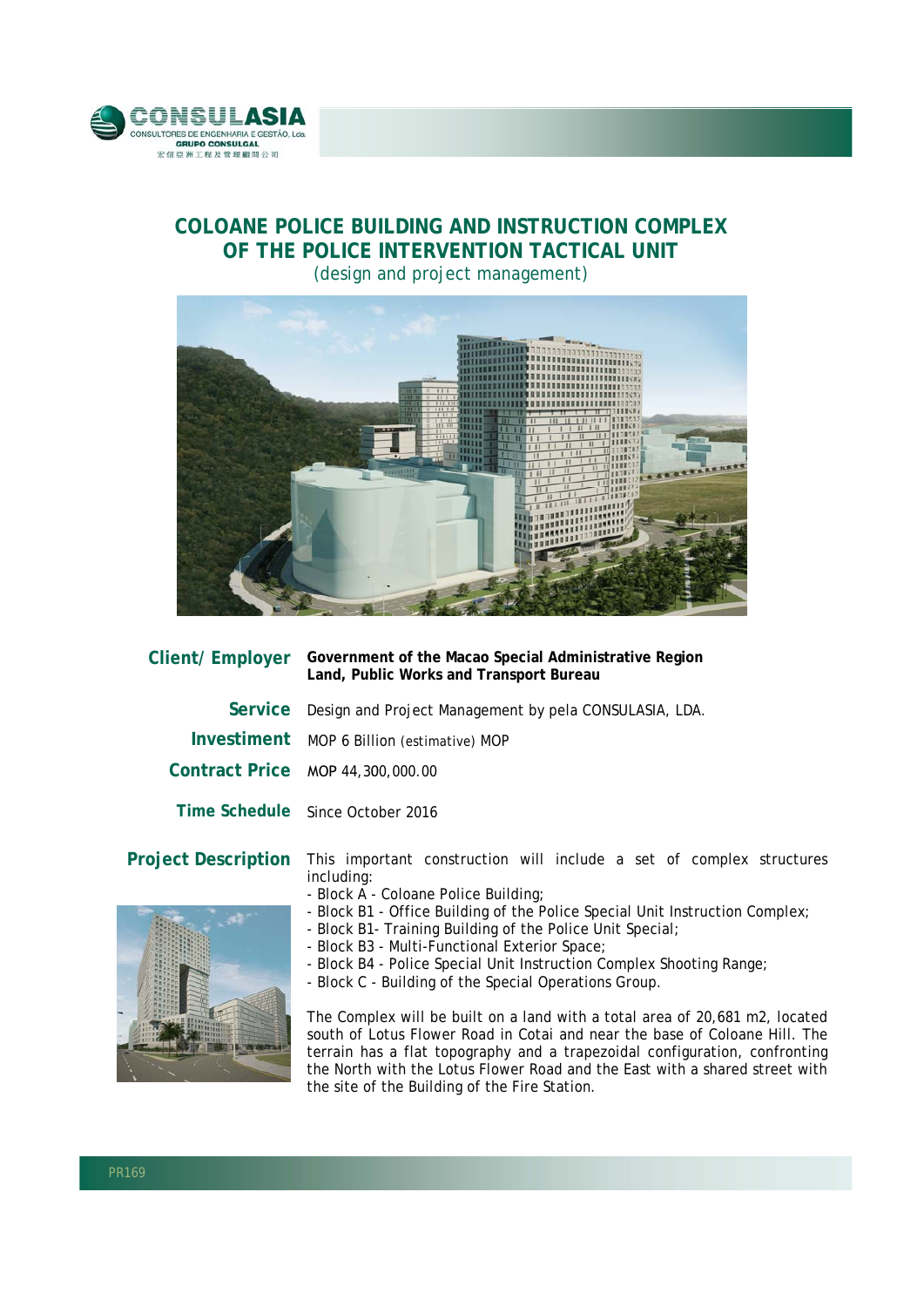# COLOANE POLICE BUILDING AND INSTRUCTION COMPLEX OF THE POLICE INTERVENTION TACTICAL UNIT

(design and project management)

**Client/ Employer** **Government of the Macao Special Administrative Region**
**Land, Public Works and Transport Bureau**

**Service** Design and Project Management by pela CONSULASIA, LDA.

**Investment** MOP 6 Billion (estimative) MOP

**Contract Price** MOP 44,300,000.00

**Time Schedule** Since October 2016

**Project Description** This important construction will include a set of complex structures including:

- Block A - Coloane Police Building;
- Block B1 - Office Building of the Police Special Unit Instruction Complex;
- Block B1- Training Building of the Police Unit Special;
- Block B3 - Multi-Functional Exterior Space;
- Block B4 - Police Special Unit Instruction Complex Shooting Range;
- Block C - Building of the Special Operations Group.

The Complex will be built on a land with a total area of 20,681 m2, located south of Lotus Flower Road in Cotai and near the base of Coloane Hill. The terrain has a flat topography and a trapezoidal configuration, confronting the North with the Lotus Flower Road and the East with a shared street with the site of the Building of the Fire Station.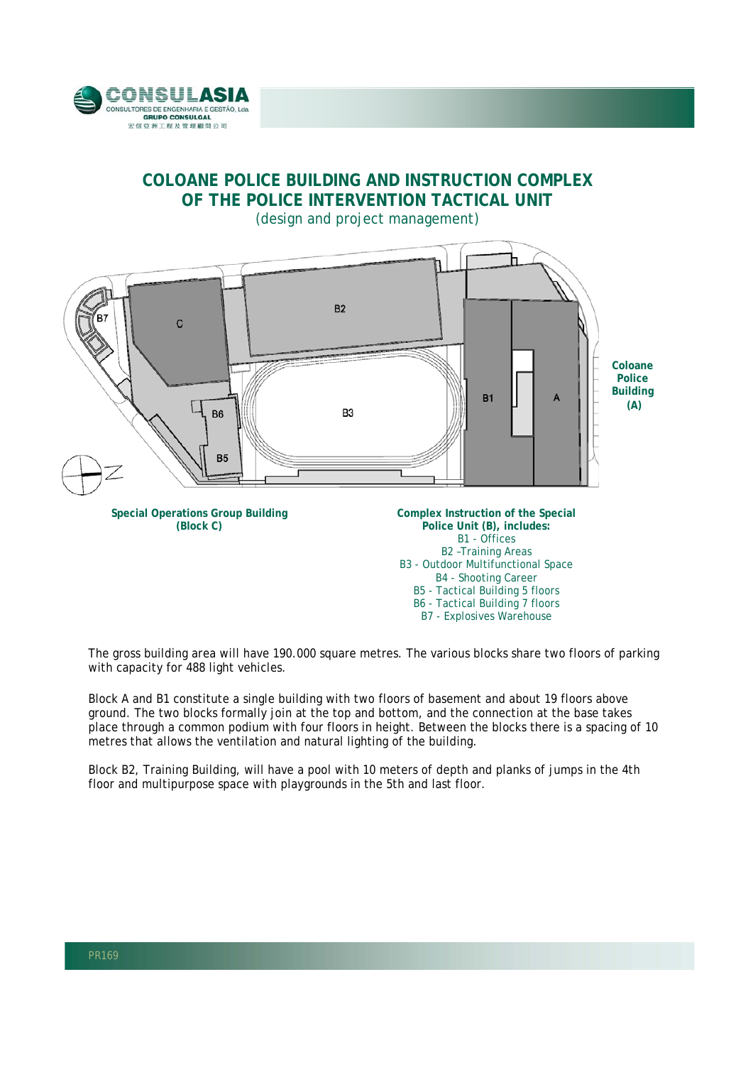# COLOANE POLICE BUILDING AND INSTRUCTION COMPLEX OF THE POLICE INTERVENTION TACTICAL UNIT

(design and project management)

**Coloane Police Building (A)**

**Special Operations Group Building (Block C)**

**Complex Instruction of the Special Police Unit (B), includes:**

B1 - Offices
B2 –Training Areas
B3 - Outdoor Multifunctional Space
B4 - Shooting Career
B5 - Tactical Building 5 floors
B6 - Tactical Building 7 floors
B7 - Explosives Warehouse

The gross building area will have 190.000 square metres. The various blocks share two floors of parking with capacity for 488 light vehicles.

Block A and B1 constitute a single building with two floors of basement and about 19 floors above ground. The two blocks formally join at the top and bottom, and the connection at the base takes place through a common podium with four floors in height. Between the blocks there is a spacing of 10 metres that allows the ventilation and natural lighting of the building.

Block B2, Training Building, will have a pool with 10 meters of depth and planks of jumps in the 4th floor and multipurpose space with playgrounds in the 5th and last floor.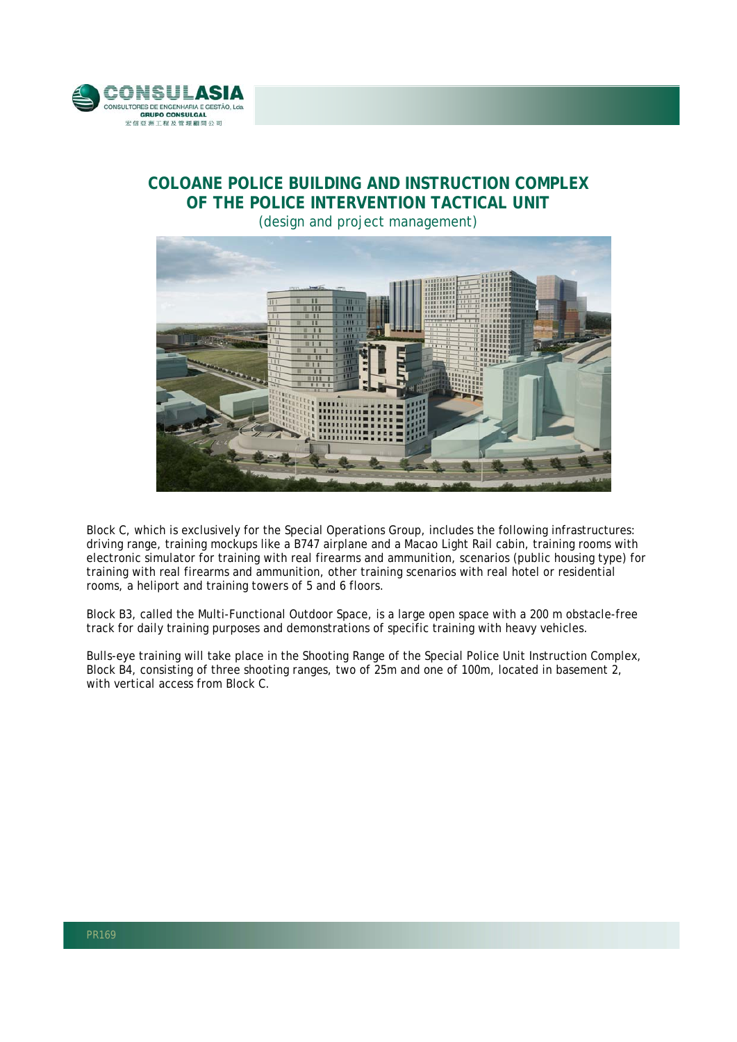## COLOANE POLICE BUILDING AND INSTRUCTION COMPLEX OF THE POLICE INTERVENTION TACTICAL UNIT

(design and project management)

Block C, which is exclusively for the Special Operations Group, includes the following infrastructures: driving range, training mockups like a B747 airplane and a Macao Light Rail cabin, training rooms with electronic simulator for training with real firearms and ammunition, scenarios (public housing type) for training with real firearms and ammunition, other training scenarios with real hotel or residential rooms, a heliport and training towers of 5 and 6 floors.

Block B3, called the Multi-Functional Outdoor Space, is a large open space with a 200 m obstacle-free track for daily training purposes and demonstrations of specific training with heavy vehicles.

Bulls-eye training will take place in the Shooting Range of the Special Police Unit Instruction Complex, Block B4, consisting of three shooting ranges, two of 25m and one of 100m, located in basement 2, with vertical access from Block C.